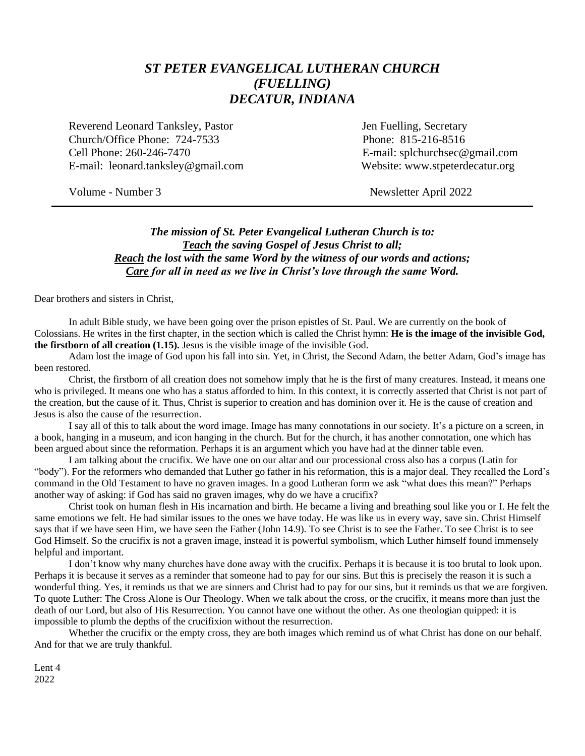# *ST PETER EVANGELICAL LUTHERAN CHURCH (FUELLING) DECATUR, INDIANA*

Reverend Leonard Tanksley, Pastor
Church/Office Phone: 724-7533
Cell Phone: 260-246-7470
E-mail: leonard.tanksley@gmail.com

Jen Fuelling, Secretary
Phone: 815-216-8516
E-mail: splchurchsec@gmail.com
Website: www.stpeterdecatur.org

Volume - Number 3

Newsletter April 2022

---

***The mission of St. Peter Evangelical Lutheran Church is to:***
***Teach the saving Gospel of Jesus Christ to all;***
***Reach the lost with the same Word by the witness of our words and actions;***
***Care for all in need as we live in Christ's love through the same Word.***

Dear brothers and sisters in Christ,

In adult Bible study, we have been going over the prison epistles of St. Paul. We are currently on the book of Colossians. He writes in the first chapter, in the section which is called the Christ hymn: **He is the image of the invisible God, the firstborn of all creation (1.15).** Jesus is the visible image of the invisible God.

Adam lost the image of God upon his fall into sin. Yet, in Christ, the Second Adam, the better Adam, God's image has been restored.

Christ, the firstborn of all creation does not somehow imply that he is the first of many creatures. Instead, it means one who is privileged. It means one who has a status afforded to him. In this context, it is correctly asserted that Christ is not part of the creation, but the cause of it. Thus, Christ is superior to creation and has dominion over it. He is the cause of creation and Jesus is also the cause of the resurrection.

I say all of this to talk about the word image. Image has many connotations in our society. It's a picture on a screen, in a book, hanging in a museum, and icon hanging in the church. But for the church, it has another connotation, one which has been argued about since the reformation. Perhaps it is an argument which you have had at the dinner table even.

I am talking about the crucifix. We have one on our altar and our processional cross also has a corpus (Latin for "body"). For the reformers who demanded that Luther go father in his reformation, this is a major deal. They recalled the Lord's command in the Old Testament to have no graven images. In a good Lutheran form we ask "what does this mean?" Perhaps another way of asking: if God has said no graven images, why do we have a crucifix?

Christ took on human flesh in His incarnation and birth. He became a living and breathing soul like you or I. He felt the same emotions we felt. He had similar issues to the ones we have today. He was like us in every way, save sin. Christ Himself says that if we have seen Him, we have seen the Father (John 14.9). To see Christ is to see the Father. To see Christ is to see God Himself. So the crucifix is not a graven image, instead it is powerful symbolism, which Luther himself found immensely helpful and important.

I don't know why many churches have done away with the crucifix. Perhaps it is because it is too brutal to look upon. Perhaps it is because it serves as a reminder that someone had to pay for our sins. But this is precisely the reason it is such a wonderful thing. Yes, it reminds us that we are sinners and Christ had to pay for our sins, but it reminds us that we are forgiven. To quote Luther: The Cross Alone is Our Theology. When we talk about the cross, or the crucifix, it means more than just the death of our Lord, but also of His Resurrection. You cannot have one without the other. As one theologian quipped: it is impossible to plumb the depths of the crucifixion without the resurrection.

Whether the crucifix or the empty cross, they are both images which remind us of what Christ has done on our behalf. And for that we are truly thankful.

Lent 4
2022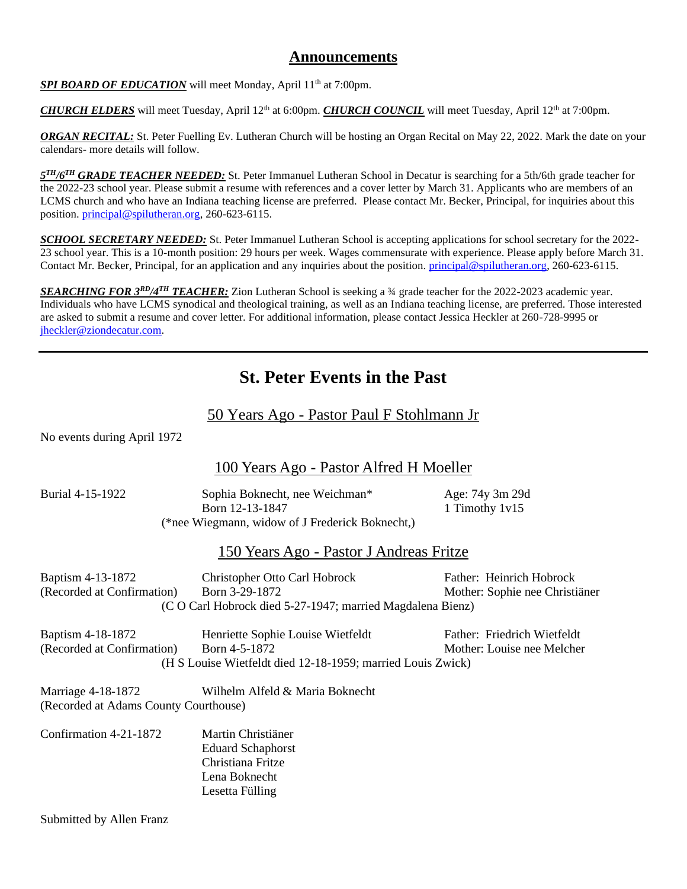## Announcements

***SPI BOARD OF EDUCATION*** will meet Monday, April 11th at 7:00pm.

***CHURCH ELDERS*** will meet Tuesday, April 12th at 6:00pm. ***CHURCH COUNCIL*** will meet Tuesday, April 12th at 7:00pm.

***ORGAN RECITAL:*** St. Peter Fuelling Ev. Lutheran Church will be hosting an Organ Recital on May 22, 2022. Mark the date on your calendars- more details will follow.

***5TH/6TH GRADE TEACHER NEEDED:*** St. Peter Immanuel Lutheran School in Decatur is searching for a 5th/6th grade teacher for the 2022-23 school year. Please submit a resume with references and a cover letter by March 31. Applicants who are members of an LCMS church and who have an Indiana teaching license are preferred. Please contact Mr. Becker, Principal, for inquiries about this position. principal@spilutheran.org, 260-623-6115.

***SCHOOL SECRETARY NEEDED:*** St. Peter Immanuel Lutheran School is accepting applications for school secretary for the 2022-23 school year. This is a 10-month position: 29 hours per week. Wages commensurate with experience. Please apply before March 31. Contact Mr. Becker, Principal, for an application and any inquiries about the position. principal@spilutheran.org, 260-623-6115.

***SEARCHING FOR 3RD/4TH TEACHER:*** Zion Lutheran School is seeking a ¾ grade teacher for the 2022-2023 academic year. Individuals who have LCMS synodical and theological training, as well as an Indiana teaching license, are preferred. Those interested are asked to submit a resume and cover letter. For additional information, please contact Jessica Heckler at 260-728-9995 or jheckler@ziondecatur.com.

---

# St. Peter Events in the Past

## 50 Years Ago - Pastor Paul F Stohlmann Jr

No events during April 1972

## 100 Years Ago - Pastor Alfred H Moeller

Burial 4-15-1922 — Sophia Boknecht, nee Weichman* — Age: 74y 3m 29d
Born 12-13-1847 — 1 Timothy 1v15
(*nee Wiegmann, widow of J Frederick Boknecht,)

## 150 Years Ago - Pastor J Andreas Fritze

Baptism 4-13-1872 (Recorded at Confirmation) — Christopher Otto Carl Hobrock, Born 3-29-1872 — Father: Heinrich Hobrock; Mother: Sophie nee Christiäner
(C O Carl Hobrock died 5-27-1947; married Magdalena Bienz)

Baptism 4-18-1872 (Recorded at Confirmation) — Henriette Sophie Louise Wietfeldt, Born 4-5-1872 — Father: Friedrich Wietfeldt; Mother: Louise nee Melcher
(H S Louise Wietfeldt died 12-18-1959; married Louis Zwick)

Marriage 4-18-1872 (Recorded at Adams County Courthouse) — Wilhelm Alfeld & Maria Boknecht

Confirmation 4-21-1872 —
Martin Christiäner
Eduard Schaphorst
Christiana Fritze
Lena Boknecht
Lesetta Fülling

Submitted by Allen Franz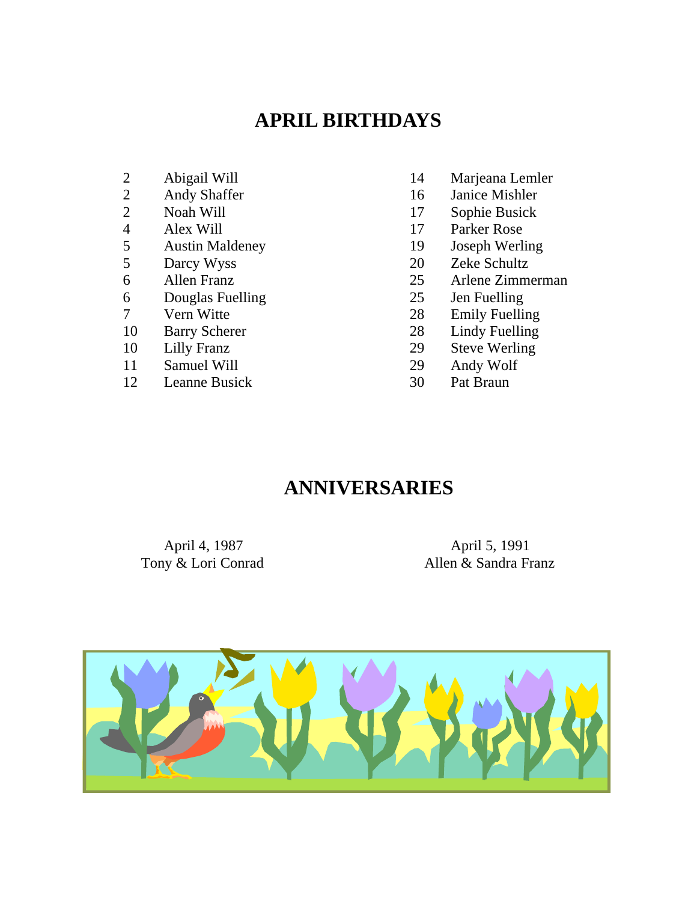# APRIL BIRTHDAYS

| | | | |
|---|---|---|---|
| 2 | Abigail Will | 14 | Marjeana Lemler |
| 2 | Andy Shaffer | 16 | Janice Mishler |
| 2 | Noah Will | 17 | Sophie Busick |
| 4 | Alex Will | 17 | Parker Rose |
| 5 | Austin Maldeney | 19 | Joseph Werling |
| 5 | Darcy Wyss | 20 | Zeke Schultz |
| 6 | Allen Franz | 25 | Arlene Zimmerman |
| 6 | Douglas Fuelling | 25 | Jen Fuelling |
| 7 | Vern Witte | 28 | Emily Fuelling |
| 10 | Barry Scherer | 28 | Lindy Fuelling |
| 10 | Lilly Franz | 29 | Steve Werling |
| 11 | Samuel Will | 29 | Andy Wolf |
| 12 | Leanne Busick | 30 | Pat Braun |

# ANNIVERSARIES

April 4, 1987
Tony & Lori Conrad

April 5, 1991
Allen & Sandra Franz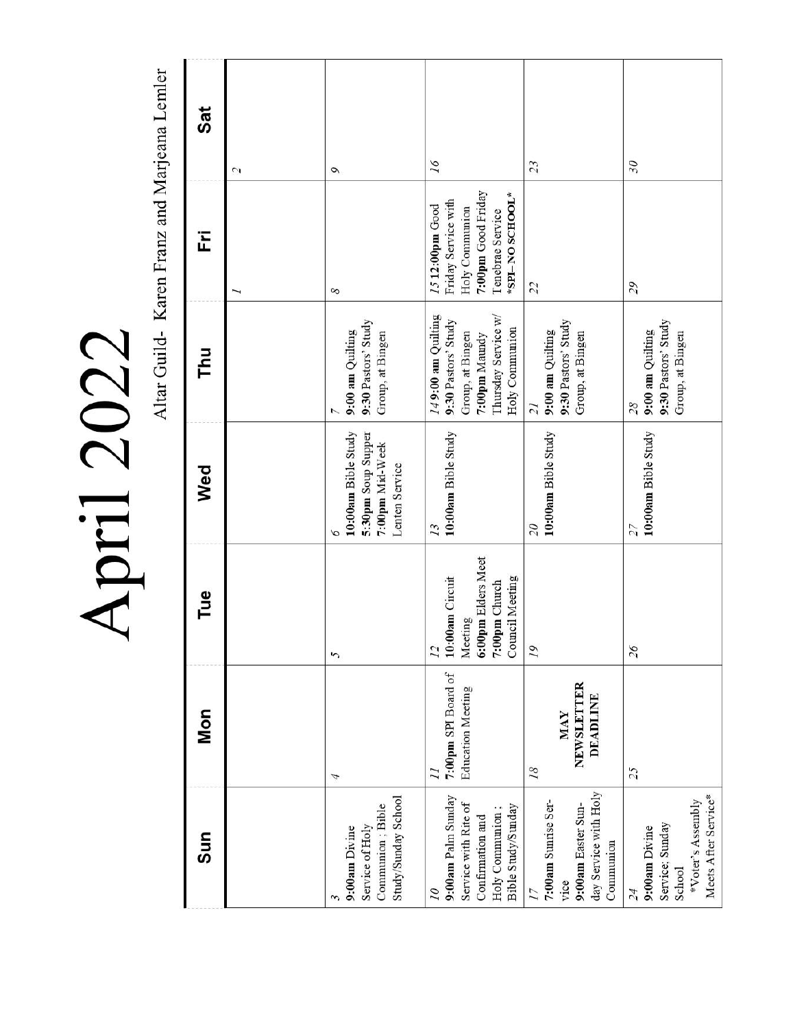# April 2022

Altar Guild- Karen Franz and Marjeana Lemler

| Sun | Mon | Tue | Wed | Thu | Fri | Sat |
|---|---|---|---|---|---|---|
| | | | | | 1 | 2 |
| 3 **9:00am** Divine Service of Holy Communion ; Bible Study/Sunday School | 4 | 5 | 6 **10:00am** Bible Study **5:30pm** Soup Supper **7:00pm** Mid-Week Lenten Service | 7 **9:00 am** Quilting **9:30** Pastors' Study Group, at Bingen | 8 | 9 |
| 10 **9:00am** Palm Sunday Service with Rite of Confirmation and Holy Communion ; Bible Study/Sunday | 11 **7:00pm** SPI Board of Education Meeting | 12 **10:00am** Circuit Meeting **6:00pm** Elders Meet **7:00pm** Church Council Meeting | 13 **10:00am** Bible Study | 14 **9:00 am** Quilting **9:30** Pastors' Study Group, at Bingen **7:00pm** Maundy Thursday Service w/ Holy Communion | 15 **12:00pm** Good Friday Service with Holy Communion **7:00pm** Good Friday Tenebrae Service **\*SPI—NO SCHOOL\*** | 16 |
| 17 **7:00am** Sunrise Service **9:00am** Easter Sunday Service with Holy Communion | 18 **MAY NEWSLETTER DEADLINE** | 19 | 20 **10:00am** Bible Study | 21 **9:00 am** Quilting **9:30** Pastors' Study Group, at Bingen | 22 | 23 |
| 24 **9:00am** Divine Service; Sunday School \*Voter's Assembly Meets After Service\* | 25 | 26 | 27 **10:00am** Bible Study | 28 **9:00 am** Quilting **9:30** Pastors' Study Group, at Bingen | 29 | 30 |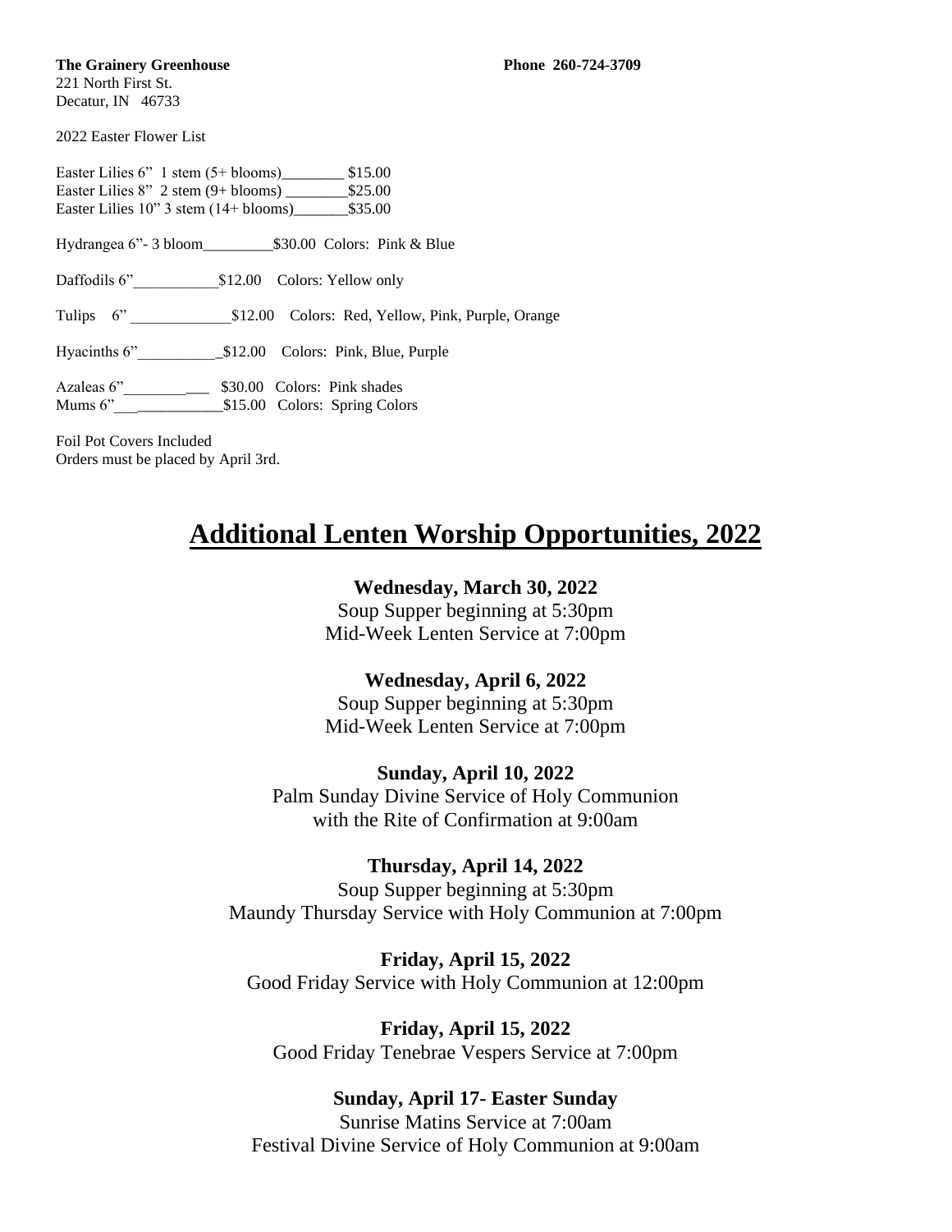**The Grainery Greenhouse** **Phone 260-724-3709**
221 North First St.
Decatur, IN 46733

2022 Easter Flower List

Easter Lilies 6" 1 stem (5+ blooms)________ $15.00
Easter Lilies 8" 2 stem (9+ blooms) ________$25.00
Easter Lilies 10" 3 stem (14+ blooms)_______$35.00

Hydrangea 6"- 3 bloom_________$30.00 Colors: Pink & Blue

Daffodils 6"___________$12.00 Colors: Yellow only

Tulips 6" _____________$12.00 Colors: Red, Yellow, Pink, Purple, Orange

Hyacinths 6"__________$12.00 Colors: Pink, Blue, Purple

Azaleas 6"___________ $30.00 Colors: Pink shades
Mums 6"______________$15.00 Colors: Spring Colors

Foil Pot Covers Included
Orders must be placed by April 3rd.

# Additional Lenten Worship Opportunities, 2022

**Wednesday, March 30, 2022**
Soup Supper beginning at 5:30pm
Mid-Week Lenten Service at 7:00pm

**Wednesday, April 6, 2022**
Soup Supper beginning at 5:30pm
Mid-Week Lenten Service at 7:00pm

**Sunday, April 10, 2022**
Palm Sunday Divine Service of Holy Communion
with the Rite of Confirmation at 9:00am

**Thursday, April 14, 2022**
Soup Supper beginning at 5:30pm
Maundy Thursday Service with Holy Communion at 7:00pm

**Friday, April 15, 2022**
Good Friday Service with Holy Communion at 12:00pm

**Friday, April 15, 2022**
Good Friday Tenebrae Vespers Service at 7:00pm

**Sunday, April 17- Easter Sunday**
Sunrise Matins Service at 7:00am
Festival Divine Service of Holy Communion at 9:00am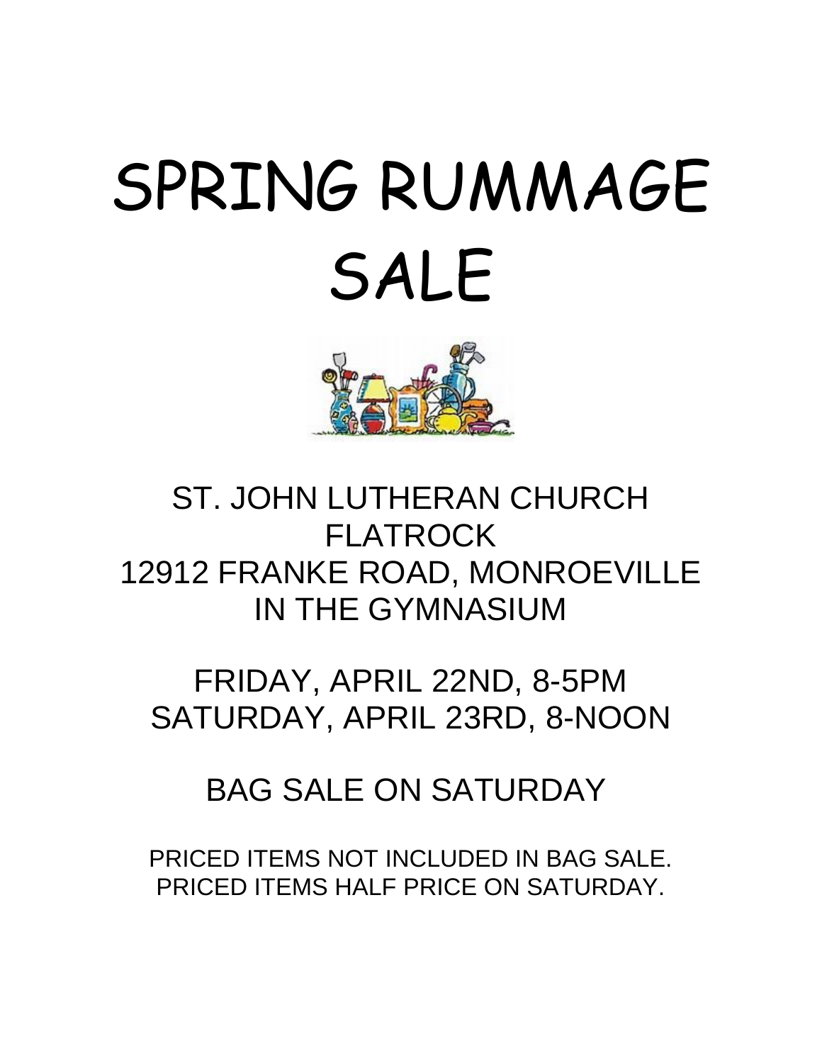# SPRING RUMMAGE SALE

ST. JOHN LUTHERAN CHURCH
FLATROCK
12912 FRANKE ROAD, MONROEVILLE
IN THE GYMNASIUM

FRIDAY, APRIL 22ND, 8-5PM
SATURDAY, APRIL 23RD, 8-NOON

BAG SALE ON SATURDAY

PRICED ITEMS NOT INCLUDED IN BAG SALE.
PRICED ITEMS HALF PRICE ON SATURDAY.